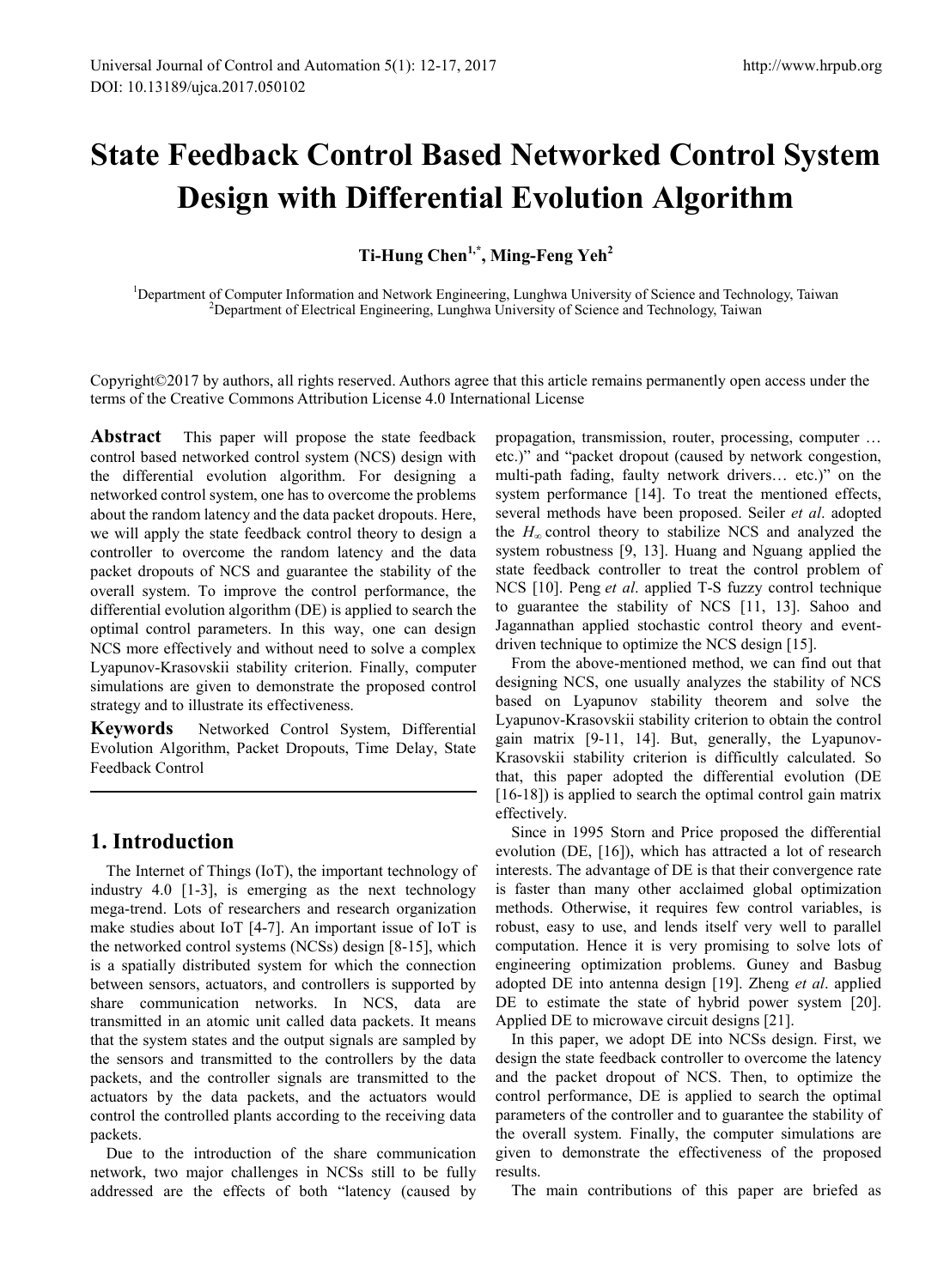# State Feedback Control Based Networked Control System Design with Differential Evolution Algorithm

**Ti-Hung Chen[1,*], Ming-Feng Yeh[2]**

[1]Department of Computer Information and Network Engineering, Lunghwa University of Science and Technology, Taiwan
[2]Department of Electrical Engineering, Lunghwa University of Science and Technology, Taiwan

Copyright©2017 by authors, all rights reserved. Authors agree that this article remains permanently open access under the terms of the Creative Commons Attribution License 4.0 International License

**Abstract** This paper will propose the state feedback control based networked control system (NCS) design with the differential evolution algorithm. For designing a networked control system, one has to overcome the problems about the random latency and the data packet dropouts. Here, we will apply the state feedback control theory to design a controller to overcome the random latency and the data packet dropouts of NCS and guarantee the stability of the overall system. To improve the control performance, the differential evolution algorithm (DE) is applied to search the optimal control parameters. In this way, one can design NCS more effectively and without need to solve a complex Lyapunov-Krasovskii stability criterion. Finally, computer simulations are given to demonstrate the proposed control strategy and to illustrate its effectiveness.

**Keywords** Networked Control System, Differential Evolution Algorithm, Packet Dropouts, Time Delay, State Feedback Control

## 1. Introduction

The Internet of Things (IoT), the important technology of industry 4.0 [1-3], is emerging as the next technology mega-trend. Lots of researchers and research organization make studies about IoT [4-7]. An important issue of IoT is the networked control systems (NCSs) design [8-15], which is a spatially distributed system for which the connection between sensors, actuators, and controllers is supported by share communication networks. In NCS, data are transmitted in an atomic unit called data packets. It means that the system states and the output signals are sampled by the sensors and transmitted to the controllers by the data packets, and the controller signals are transmitted to the actuators by the data packets, and the actuators would control the controlled plants according to the receiving data packets.

Due to the introduction of the share communication network, two major challenges in NCSs still to be fully addressed are the effects of both "latency (caused by propagation, transmission, router, processing, computer … etc.)" and "packet dropout (caused by network congestion, multi-path fading, faulty network drivers… etc.)" on the system performance [14]. To treat the mentioned effects, several methods have been proposed. Seiler *et al*. adopted the $H_\infty$ control theory to stabilize NCS and analyzed the system robustness [9, 13]. Huang and Nguang applied the state feedback controller to treat the control problem of NCS [10]. Peng *et al*. applied T-S fuzzy control technique to guarantee the stability of NCS [11, 13]. Sahoo and Jagannathan applied stochastic control theory and event-driven technique to optimize the NCS design [15].

From the above-mentioned method, we can find out that designing NCS, one usually analyzes the stability of NCS based on Lyapunov stability theorem and solve the Lyapunov-Krasovskii stability criterion to obtain the control gain matrix [9-11, 14]. But, generally, the Lyapunov-Krasovskii stability criterion is difficultly calculated. So that, this paper adopted the differential evolution (DE [16-18]) is applied to search the optimal control gain matrix effectively.

Since in 1995 Storn and Price proposed the differential evolution (DE, [16]), which has attracted a lot of research interests. The advantage of DE is that their convergence rate is faster than many other acclaimed global optimization methods. Otherwise, it requires few control variables, is robust, easy to use, and lends itself very well to parallel computation. Hence it is very promising to solve lots of engineering optimization problems. Guney and Basbug adopted DE into antenna design [19]. Zheng *et al*. applied DE to estimate the state of hybrid power system [20]. Applied DE to microwave circuit designs [21].

In this paper, we adopt DE into NCSs design. First, we design the state feedback controller to overcome the latency and the packet dropout of NCS. Then, to optimize the control performance, DE is applied to search the optimal parameters of the controller and to guarantee the stability of the overall system. Finally, the computer simulations are given to demonstrate the effectiveness of the proposed results.

The main contributions of this paper are briefed as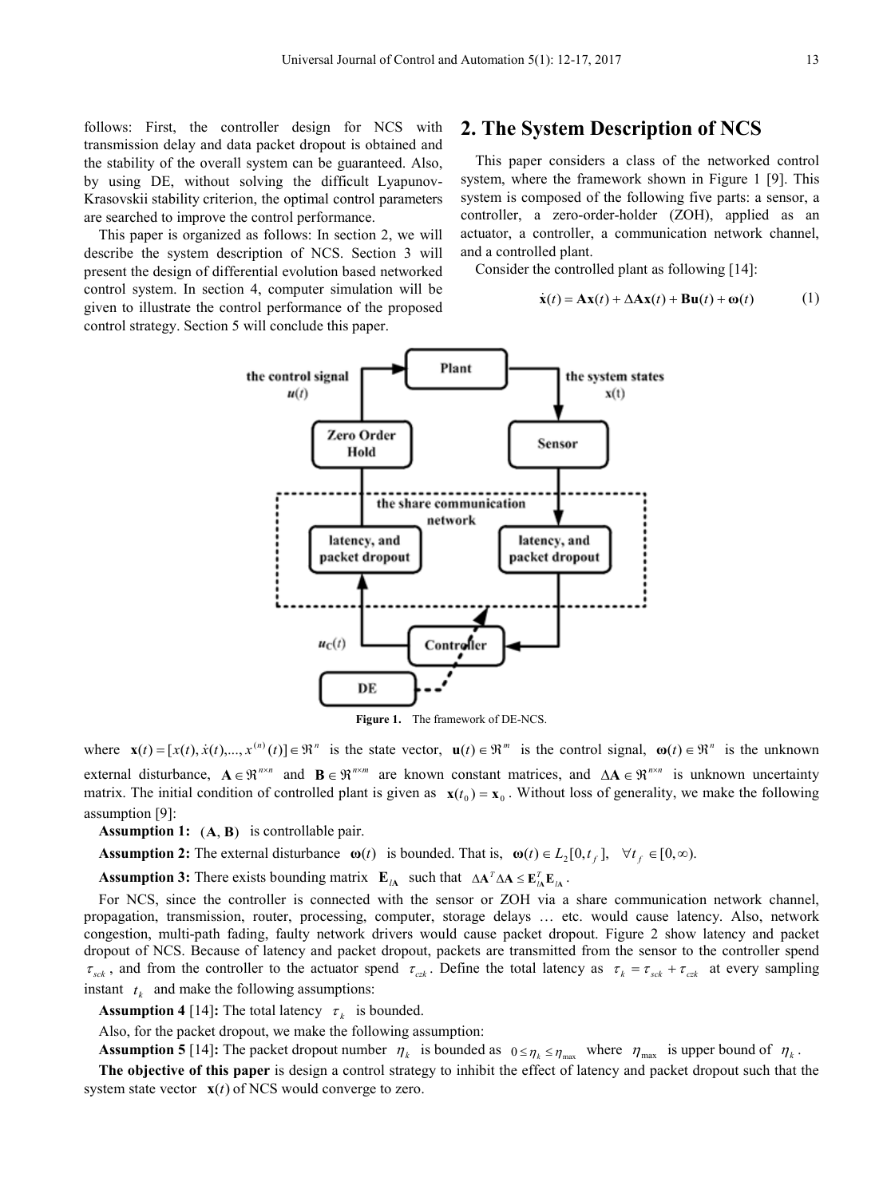follows: First, the controller design for NCS with transmission delay and data packet dropout is obtained and the stability of the overall system can be guaranteed. Also, by using DE, without solving the difficult Lyapunov-Krasovskii stability criterion, the optimal control parameters are searched to improve the control performance.

This paper is organized as follows: In section 2, we will describe the system description of NCS. Section 3 will present the design of differential evolution based networked control system. In section 4, computer simulation will be given to illustrate the control performance of the proposed control strategy. Section 5 will conclude this paper.

## 2. The System Description of NCS

This paper considers a class of the networked control system, where the framework shown in Figure 1 [9]. This system is composed of the following five parts: a sensor, a controller, a zero-order-holder (ZOH), applied as an actuator, a controller, a communication network channel, and a controlled plant.

Consider the controlled plant as following [14]:

$$\dot{\mathbf{x}}(t) = \mathbf{A}\mathbf{x}(t) + \Delta\mathbf{A}\mathbf{x}(t) + \mathbf{B}\mathbf{u}(t) + \boldsymbol{\omega}(t) \tag{1}$$

Figure 1. The framework of DE-NCS.

where $\mathbf{x}(t) = [x(t), \dot{x}(t), ..., x^{(n)}(t)] \in \Re^n$ is the state vector, $\mathbf{u}(t) \in \Re^m$ is the control signal, $\boldsymbol{\omega}(t) \in \Re^n$ is the unknown external disturbance, $\mathbf{A} \in \Re^{n \times n}$ and $\mathbf{B} \in \Re^{n \times m}$ are known constant matrices, and $\Delta\mathbf{A} \in \Re^{n \times n}$ is unknown uncertainty matrix. The initial condition of controlled plant is given as $\mathbf{x}(t_0) = \mathbf{x}_0$. Without loss of generality, we make the following assumption [9]:

**Assumption 1:** $(\mathbf{A}, \mathbf{B})$ is controllable pair.

**Assumption 2:** The external disturbance $\boldsymbol{\omega}(t)$ is bounded. That is, $\boldsymbol{\omega}(t) \in L_2[0, t_f], \quad \forall t_f \in [0, \infty)$.

**Assumption 3:** There exists bounding matrix $\mathbf{E}_{l\mathbf{A}}$ such that $\Delta\mathbf{A}^T \Delta\mathbf{A} \le \mathbf{E}_{l\mathbf{A}}^T \mathbf{E}_{l\mathbf{A}}$.

For NCS, since the controller is connected with the sensor or ZOH via a share communication network channel, propagation, transmission, router, processing, computer, storage delays … etc. would cause latency. Also, network congestion, multi-path fading, faulty network drivers would cause packet dropout. Figure 2 show latency and packet dropout of NCS. Because of latency and packet dropout, packets are transmitted from the sensor to the controller spend $\tau_{sck}$, and from the controller to the actuator spend $\tau_{czk}$. Define the total latency as $\tau_k = \tau_{sck} + \tau_{czk}$ at every sampling instant $t_k$ and make the following assumptions:

**Assumption 4** [14]**:** The total latency $\tau_k$ is bounded.

Also, for the packet dropout, we make the following assumption:

**Assumption 5** [14]**:** The packet dropout number $\eta_k$ is bounded as $0 \le \eta_k \le \eta_{\max}$ where $\eta_{\max}$ is upper bound of $\eta_k$.

**The objective of this paper** is design a control strategy to inhibit the effect of latency and packet dropout such that the system state vector $\mathbf{x}(t)$ of NCS would converge to zero.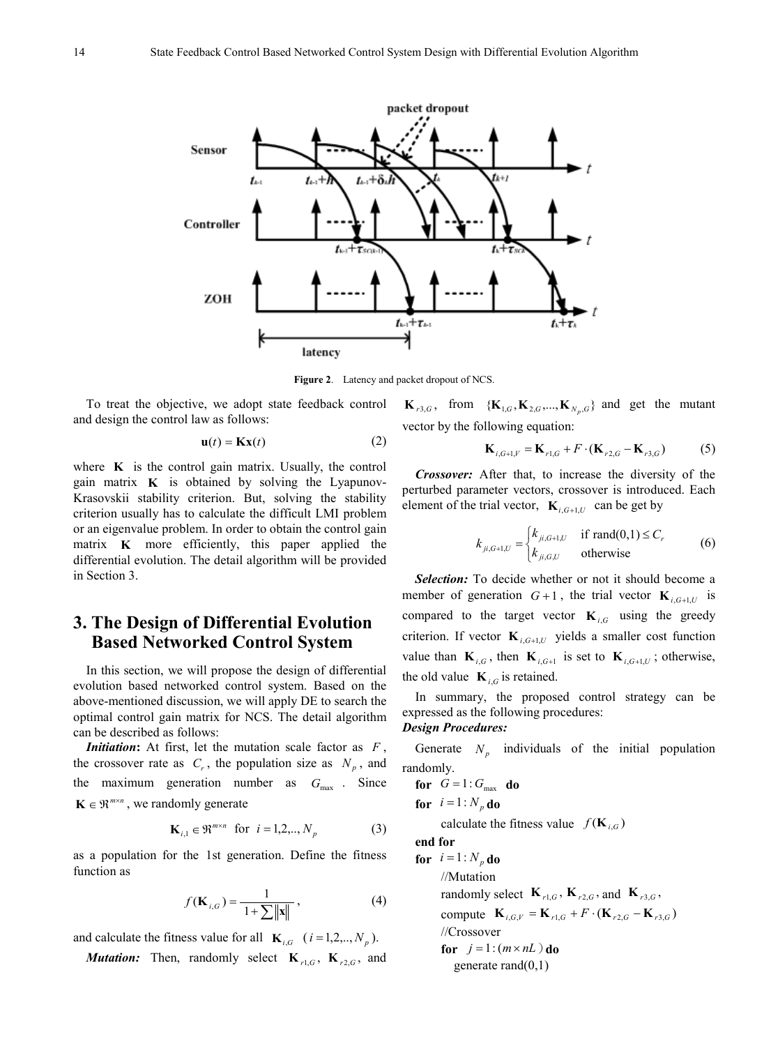**Figure 2**. Latency and packet dropout of NCS.

To treat the objective, we adopt state feedback control and design the control law as follows:

$$\mathbf{u}(t) = \mathbf{K}\mathbf{x}(t) \tag{2}$$

where $\mathbf{K}$ is the control gain matrix. Usually, the control gain matrix $\mathbf{K}$ is obtained by solving the Lyapunov-Krasovskii stability criterion. But, solving the stability criterion usually has to calculate the difficult LMI problem or an eigenvalue problem. In order to obtain the control gain matrix $\mathbf{K}$ more efficiently, this paper applied the differential evolution. The detail algorithm will be provided in Section 3.

# 3. The Design of Differential Evolution Based Networked Control System

In this section, we will propose the design of differential evolution based networked control system. Based on the above-mentioned discussion, we will apply DE to search the optimal control gain matrix for NCS. The detail algorithm can be described as follows:

***Initiation*:** At first, let the mutation scale factor as $F$, the crossover rate as $C_r$, the population size as $N_p$, and the maximum generation number as $G_{\max}$. Since $\mathbf{K} \in \Re^{m \times n}$, we randomly generate

$$\mathbf{K}_{i,1} \in \Re^{m \times n} \quad \text{for} \quad i = 1,2,.., N_p \tag{3}$$

as a population for the 1st generation. Define the fitness function as

$$f(\mathbf{K}_{i,G}) = \frac{1}{1 + \sum \|\mathbf{x}\|}, \tag{4}$$

and calculate the fitness value for all $\mathbf{K}_{i,G}$ $(i = 1,2,.., N_p)$.

***Mutation:*** Then, randomly select $\mathbf{K}_{r1,G}$, $\mathbf{K}_{r2,G}$, and $\mathbf{K}_{r3,G}$, from $\{\mathbf{K}_{1,G}, \mathbf{K}_{2,G}, ..., \mathbf{K}_{N_p,G}\}$ and get the mutant vector by the following equation:

$$\mathbf{K}_{i,G+1,V} = \mathbf{K}_{r1,G} + F \cdot (\mathbf{K}_{r2,G} - \mathbf{K}_{r3,G}) \tag{5}$$

***Crossover:*** After that, to increase the diversity of the perturbed parameter vectors, crossover is introduced. Each element of the trial vector, $\mathbf{K}_{i,G+1,U}$ can be get by

$$k_{ji,G+1,U} = \begin{cases} k_{ji,G+1,U} & \text{if } \operatorname{rand}(0,1) \le C_r \\ k_{ji,G,U} & \text{otherwise} \end{cases} \tag{6}$$

***Selection:*** To decide whether or not it should become a member of generation $G+1$, the trial vector $\mathbf{K}_{i,G+1,U}$ is compared to the target vector $\mathbf{K}_{i,G}$ using the greedy criterion. If vector $\mathbf{K}_{i,G+1,U}$ yields a smaller cost function value than $\mathbf{K}_{i,G}$, then $\mathbf{K}_{i,G+1}$ is set to $\mathbf{K}_{i,G+1,U}$; otherwise, the old value $\mathbf{K}_{i,G}$ is retained.

In summary, the proposed control strategy can be expressed as the following procedures:

***Design Procedures:***

Generate $N_p$ individuals of the initial population randomly.

**for** $G = 1 : G_{\max}$ **do**

**for** $i = 1 : N_p$ **do**

calculate the fitness value $f(\mathbf{K}_{i,G})$

**end for**

**for** $i = 1 : N_p$ **do**

//Mutation

randomly select $\mathbf{K}_{r1,G}$, $\mathbf{K}_{r2,G}$, and $\mathbf{K}_{r3,G}$,

compute $\mathbf{K}_{i,G,V} = \mathbf{K}_{r1,G} + F \cdot (\mathbf{K}_{r2,G} - \mathbf{K}_{r3,G})$

//Crossover

**for** $j = 1 : (m \times nL)$ **do**

generate rand(0,1)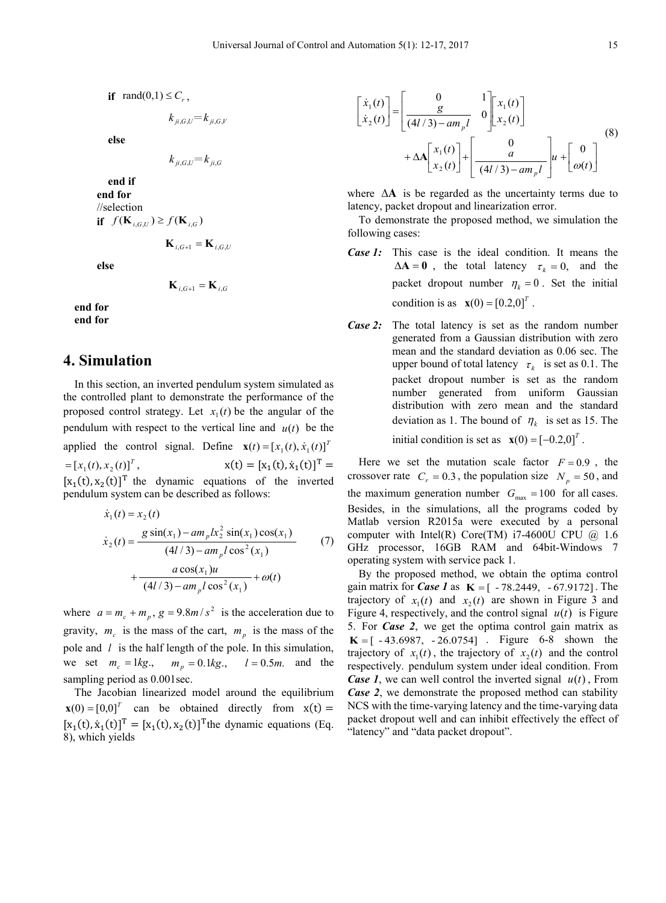**if** $\text{rand}(0,1) \le C_r$,

$$k_{ji,G,U} = k_{ji,G,V}$$

**else**

$$k_{ji,G,U} = k_{ji,G}$$

**end if**
**end for**
//selection
**if** $f(\mathbf{K}_{i,G,U}) \ge f(\mathbf{K}_{i,G})$

$$\mathbf{K}_{i,G+1} = \mathbf{K}_{i,G,U}$$

**else**

$$\mathbf{K}_{i,G+1} = \mathbf{K}_{i,G}$$

**end for**
**end for**

## 4. Simulation

In this section, an inverted pendulum system simulated as the controlled plant to demonstrate the performance of the proposed control strategy. Let $x_1(t)$ be the angular of the pendulum with respect to the vertical line and $u(t)$ be the applied the control signal. Define $\mathbf{x}(t) = [x_1(t), \dot{x}_1(t)]^T = [x_1(t), x_2(t)]^T$, $\mathrm{x(t)} = [\mathrm{x_1(t)}, \dot{\mathrm{x}}_1\mathrm{(t)}]^\mathrm{T} = [\mathrm{x_1(t)}, \mathrm{x_2(t)}]^\mathrm{T}$ the dynamic equations of the inverted pendulum system can be described as follows:

$$\dot{x}_1(t) = x_2(t)$$
$$\dot{x}_2(t) = \frac{g\sin(x_1) - am_p l x_2^2 \sin(x_1)\cos(x_1)}{(4l/3) - am_p l \cos^2(x_1)} + \frac{a\cos(x_1)u}{(4l/3) - am_p l \cos^2(x_1)} + \omega(t) \tag{7}$$

where $a = m_c + m_p$, $g = 9.8m/s^2$ is the acceleration due to gravity, $m_c$ is the mass of the cart, $m_p$ is the mass of the pole and $l$ is the half length of the pole. In this simulation, we set $m_c = 1kg.$, $m_p = 0.1kg.$, $l = 0.5m.$ and the sampling period as 0.001sec.

The Jacobian linearized model around the equilibrium $\mathbf{x}(0) = [0,0]^T$ can be obtained directly from $\mathrm{x(t)} = [\mathrm{x_1(t)}, \dot{\mathrm{x}}_1\mathrm{(t)}]^\mathrm{T} = [\mathrm{x_1(t)}, \mathrm{x_2(t)}]^\mathrm{T}$the dynamic equations (Eq. 8), which yields

$$\begin{bmatrix} \dot{x}_1(t) \\ \dot{x}_2(t) \end{bmatrix} = \begin{bmatrix} 0 & 1 \\ \dfrac{g}{(4l/3) - am_p l} & 0 \end{bmatrix} \begin{bmatrix} x_1(t) \\ x_2(t) \end{bmatrix} + \Delta\mathbf{A} \begin{bmatrix} x_1(t) \\ x_2(t) \end{bmatrix} + \begin{bmatrix} 0 \\ \dfrac{a}{(4l/3) - am_p l} \end{bmatrix} u + \begin{bmatrix} 0 \\ \omega(t) \end{bmatrix} \tag{8}$$

where $\Delta\mathbf{A}$ is be regarded as the uncertainty terms due to latency, packet dropout and linearization error.

To demonstrate the proposed method, we simulation the following cases:

***Case 1:*** This case is the ideal condition. It means the $\Delta\mathbf{A} = \mathbf{0}$, the total latency $\tau_k = 0,$ and the packet dropout number $\eta_k = 0$. Set the initial condition is as $\mathbf{x}(0) = [0.2, 0]^T$.

***Case 2:*** The total latency is set as the random number generated from a Gaussian distribution with zero mean and the standard deviation as 0.06 sec. The upper bound of total latency $\tau_k$ is set as 0.1. The packet dropout number is set as the random number generated from uniform Gaussian distribution with zero mean and the standard deviation as 1. The bound of $\eta_k$ is set as 15. The initial condition is set as $\mathbf{x}(0) = [-0.2, 0]^T$.

Here we set the mutation scale factor $F = 0.9$, the crossover rate $C_r = 0.3$, the population size $N_p = 50$, and the maximum generation number $G_{\max} = 100$ for all cases. Besides, in the simulations, all the programs coded by Matlab version R2015a were executed by a personal computer with Intel(R) Core(TM) i7-4600U CPU @ 1.6 GHz processor, 16GB RAM and 64bit-Windows 7 operating system with service pack 1.

By the proposed method, we obtain the optima control gain matrix for ***Case 1*** as $\mathbf{K} = [-78.2449, -67.9172]$. The trajectory of $x_1(t)$ and $x_2(t)$ are shown in Figure 3 and Figure 4, respectively, and the control signal $u(t)$ is Figure 5. For ***Case 2***, we get the optima control gain matrix as $\mathbf{K} = [-43.6987, -26.0754]$. Figure 6-8 shown the trajectory of $x_1(t)$, the trajectory of $x_2(t)$ and the control respectively. pendulum system under ideal condition. From ***Case 1***, we can well control the inverted signal $u(t)$, From ***Case 2***, we demonstrate the proposed method can stability NCS with the time-varying latency and the time-varying data packet dropout well and can inhibit effectively the effect of "latency" and "data packet dropout".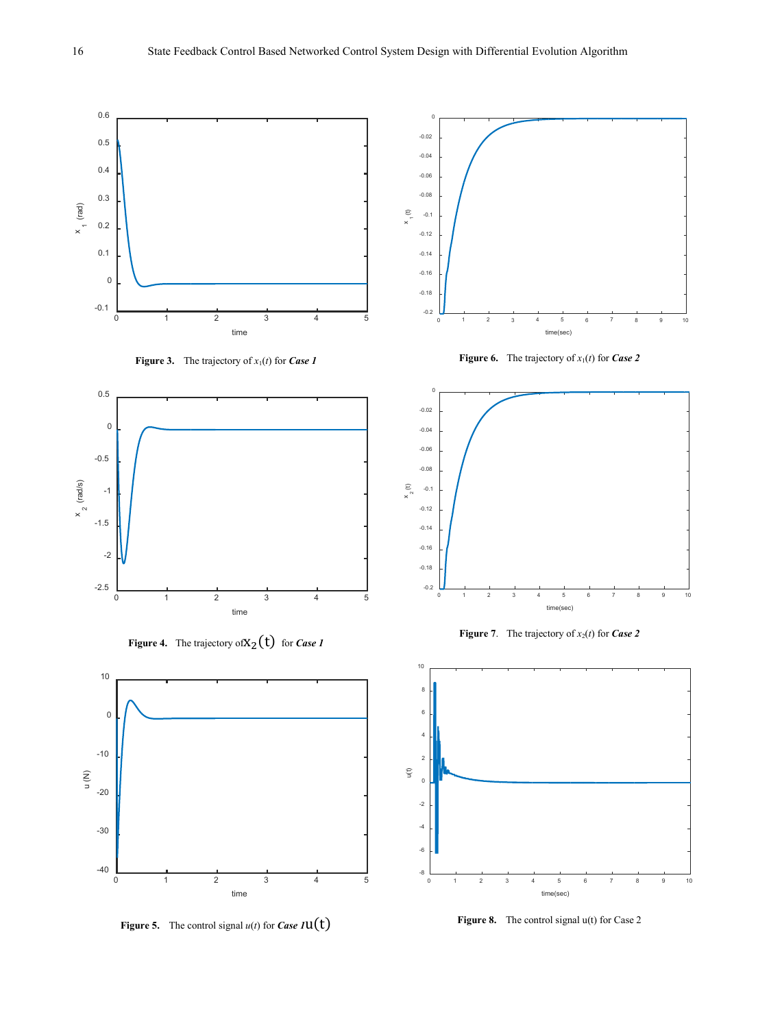**Figure 3.** The trajectory of $x_1(t)$ for ***Case 1***

**Figure 6.** The trajectory of $x_1(t)$ for ***Case 2***

**Figure 4.** The trajectory of $x_2(t)$ for ***Case 1***

**Figure 7.** The trajectory of $x_2(t)$ for ***Case 2***

**Figure 5.** The control signal $u(t)$ for ***Case 1*** $u(t)$

**Figure 8.** The control signal u(t) for Case 2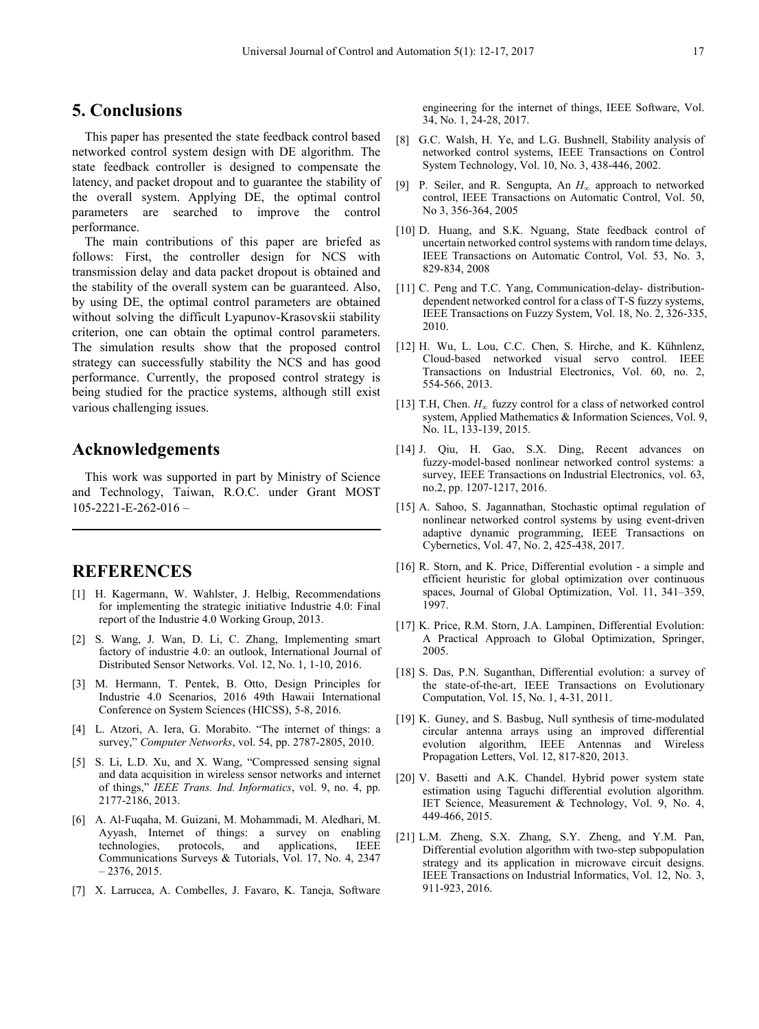# 5. Conclusions

This paper has presented the state feedback control based networked control system design with DE algorithm. The state feedback controller is designed to compensate the latency, and packet dropout and to guarantee the stability of the overall system. Applying DE, the optimal control parameters are searched to improve the control performance.

The main contributions of this paper are briefed as follows: First, the controller design for NCS with transmission delay and data packet dropout is obtained and the stability of the overall system can be guaranteed. Also, by using DE, the optimal control parameters are obtained without solving the difficult Lyapunov-Krasovskii stability criterion, one can obtain the optimal control parameters. The simulation results show that the proposed control strategy can successfully stability the NCS and has good performance. Currently, the proposed control strategy is being studied for the practice systems, although still exist various challenging issues.

# Acknowledgements

This work was supported in part by Ministry of Science and Technology, Taiwan, R.O.C. under Grant MOST 105-2221-E-262-016 –

# REFERENCES

[1] H. Kagermann, W. Wahlster, J. Helbig, Recommendations for implementing the strategic initiative Industrie 4.0: Final report of the Industrie 4.0 Working Group, 2013.

[2] S. Wang, J. Wan, D. Li, C. Zhang, Implementing smart factory of industrie 4.0: an outlook, International Journal of Distributed Sensor Networks. Vol. 12, No. 1, 1-10, 2016.

[3] M. Hermann, T. Pentek, B. Otto, Design Principles for Industrie 4.0 Scenarios, 2016 49th Hawaii International Conference on System Sciences (HICSS), 5-8, 2016.

[4] L. Atzori, A. Iera, G. Morabito. "The internet of things: a survey," *Computer Networks*, vol. 54, pp. 2787-2805, 2010.

[5] S. Li, L.D. Xu, and X. Wang, "Compressed sensing signal and data acquisition in wireless sensor networks and internet of things," *IEEE Trans. Ind. Informatics*, vol. 9, no. 4, pp. 2177-2186, 2013.

[6] A. Al-Fuqaha, M. Guizani, M. Mohammadi, M. Aledhari, M. Ayyash, Internet of things: a survey on enabling technologies, protocols, and applications, IEEE Communications Surveys & Tutorials, Vol. 17, No. 4, 2347 – 2376, 2015.

[7] X. Larrucea, A. Combelles, J. Favaro, K. Taneja, Software engineering for the internet of things, IEEE Software, Vol. 34, No. 1, 24-28, 2017.

[8] G.C. Walsh, H. Ye, and L.G. Bushnell, Stability analysis of networked control systems, IEEE Transactions on Control System Technology, Vol. 10, No. 3, 438-446, 2002.

[9] P. Seiler, and R. Sengupta, An $H_\infty$ approach to networked control, IEEE Transactions on Automatic Control, Vol. 50, No 3, 356-364, 2005

[10] D. Huang, and S.K. Nguang, State feedback control of uncertain networked control systems with random time delays, IEEE Transactions on Automatic Control, Vol. 53, No. 3, 829-834, 2008

[11] C. Peng and T.C. Yang, Communication-delay- distribution-dependent networked control for a class of T-S fuzzy systems, IEEE Transactions on Fuzzy System, Vol. 18, No. 2, 326-335, 2010.

[12] H. Wu, L. Lou, C.C. Chen, S. Hirche, and K. Kühnlenz, Cloud-based networked visual servo control. IEEE Transactions on Industrial Electronics, Vol. 60, no. 2, 554-566, 2013.

[13] T.H, Chen. $H_\infty$ fuzzy control for a class of networked control system, Applied Mathematics & Information Sciences, Vol. 9, No. 1L, 133-139, 2015.

[14] J. Qiu, H. Gao, S.X. Ding, Recent advances on fuzzy-model-based nonlinear networked control systems: a survey, IEEE Transactions on Industrial Electronics, vol. 63, no.2, pp. 1207-1217, 2016.

[15] A. Sahoo, S. Jagannathan, Stochastic optimal regulation of nonlinear networked control systems by using event-driven adaptive dynamic programming, IEEE Transactions on Cybernetics, Vol. 47, No. 2, 425-438, 2017.

[16] R. Storn, and K. Price, Differential evolution - a simple and efficient heuristic for global optimization over continuous spaces, Journal of Global Optimization, Vol. 11, 341–359, 1997.

[17] K. Price, R.M. Storn, J.A. Lampinen, Differential Evolution: A Practical Approach to Global Optimization, Springer, 2005.

[18] S. Das, P.N. Suganthan, Differential evolution: a survey of the state-of-the-art, IEEE Transactions on Evolutionary Computation, Vol. 15, No. 1, 4-31, 2011.

[19] K. Guney, and S. Basbug, Null synthesis of time-modulated circular antenna arrays using an improved differential evolution algorithm, IEEE Antennas and Wireless Propagation Letters, Vol. 12, 817-820, 2013.

[20] V. Basetti and A.K. Chandel. Hybrid power system state estimation using Taguchi differential evolution algorithm. IET Science, Measurement & Technology, Vol. 9, No. 4, 449-466, 2015.

[21] L.M. Zheng, S.X. Zhang, S.Y. Zheng, and Y.M. Pan, Differential evolution algorithm with two-step subpopulation strategy and its application in microwave circuit designs. IEEE Transactions on Industrial Informatics, Vol. 12, No. 3, 911-923, 2016.